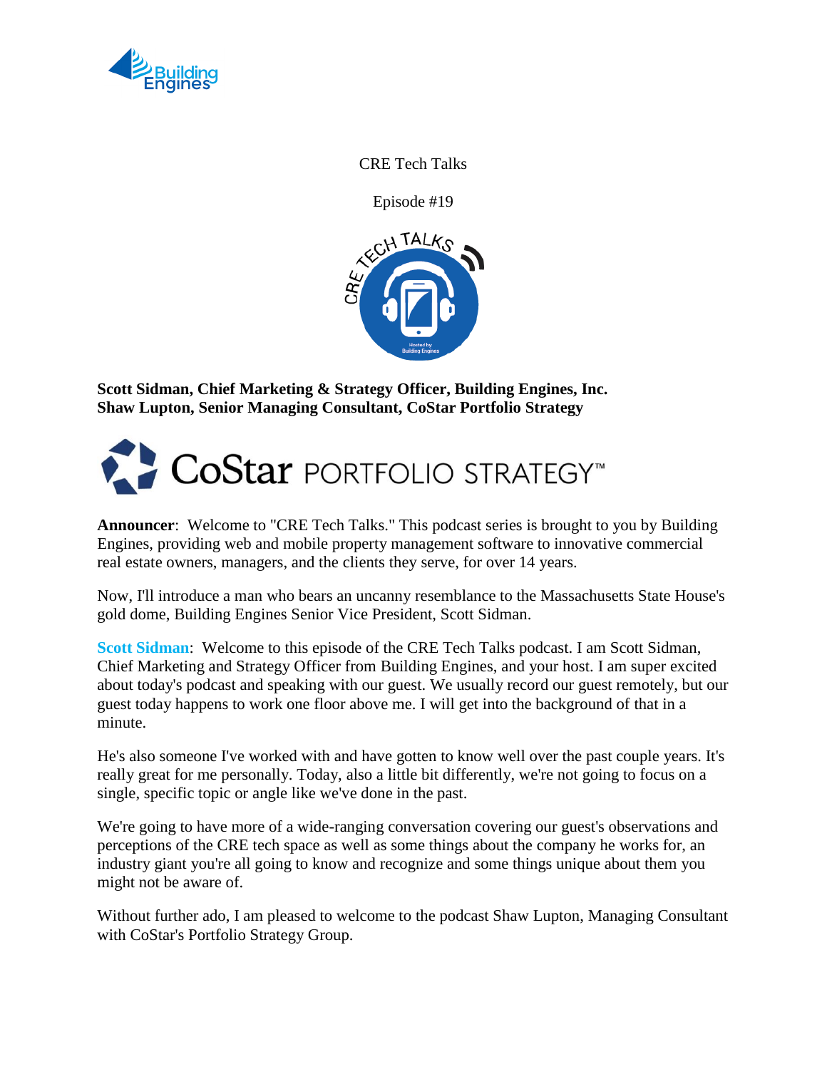CRE Tech Talks

Episode #19

**Scott Sidman, Chief Marketing & Strategy Officer, Building Engines, Inc.**
**Shaw Lupton, Senior Managing Consultant, CoStar Portfolio Strategy**

**Announcer**: Welcome to "CRE Tech Talks." This podcast series is brought to you by Building Engines, providing web and mobile property management software to innovative commercial real estate owners, managers, and the clients they serve, for over 14 years.

Now, I'll introduce a man who bears an uncanny resemblance to the Massachusetts State House's gold dome, Building Engines Senior Vice President, Scott Sidman.

**Scott Sidman**: Welcome to this episode of the CRE Tech Talks podcast. I am Scott Sidman, Chief Marketing and Strategy Officer from Building Engines, and your host. I am super excited about today's podcast and speaking with our guest. We usually record our guest remotely, but our guest today happens to work one floor above me. I will get into the background of that in a minute.

He's also someone I've worked with and have gotten to know well over the past couple years. It's really great for me personally. Today, also a little bit differently, we're not going to focus on a single, specific topic or angle like we've done in the past.

We're going to have more of a wide-ranging conversation covering our guest's observations and perceptions of the CRE tech space as well as some things about the company he works for, an industry giant you're all going to know and recognize and some things unique about them you might not be aware of.

Without further ado, I am pleased to welcome to the podcast Shaw Lupton, Managing Consultant with CoStar's Portfolio Strategy Group.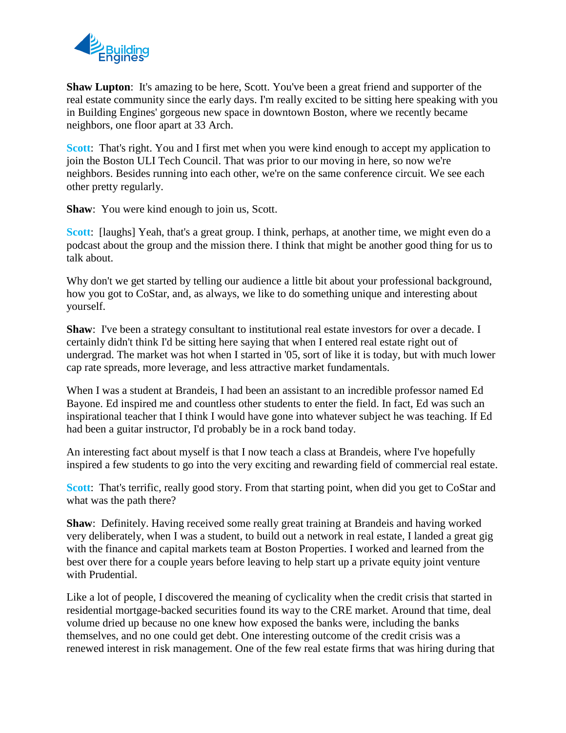**Shaw Lupton**: It's amazing to be here, Scott. You've been a great friend and supporter of the real estate community since the early days. I'm really excited to be sitting here speaking with you in Building Engines' gorgeous new space in downtown Boston, where we recently became neighbors, one floor apart at 33 Arch.

**Scott**: That's right. You and I first met when you were kind enough to accept my application to join the Boston ULI Tech Council. That was prior to our moving in here, so now we're neighbors. Besides running into each other, we're on the same conference circuit. We see each other pretty regularly.

**Shaw**: You were kind enough to join us, Scott.

**Scott**: [laughs] Yeah, that's a great group. I think, perhaps, at another time, we might even do a podcast about the group and the mission there. I think that might be another good thing for us to talk about.

Why don't we get started by telling our audience a little bit about your professional background, how you got to CoStar, and, as always, we like to do something unique and interesting about yourself.

**Shaw**: I've been a strategy consultant to institutional real estate investors for over a decade. I certainly didn't think I'd be sitting here saying that when I entered real estate right out of undergrad. The market was hot when I started in '05, sort of like it is today, but with much lower cap rate spreads, more leverage, and less attractive market fundamentals.

When I was a student at Brandeis, I had been an assistant to an incredible professor named Ed Bayone. Ed inspired me and countless other students to enter the field. In fact, Ed was such an inspirational teacher that I think I would have gone into whatever subject he was teaching. If Ed had been a guitar instructor, I'd probably be in a rock band today.

An interesting fact about myself is that I now teach a class at Brandeis, where I've hopefully inspired a few students to go into the very exciting and rewarding field of commercial real estate.

**Scott**: That's terrific, really good story. From that starting point, when did you get to CoStar and what was the path there?

**Shaw**: Definitely. Having received some really great training at Brandeis and having worked very deliberately, when I was a student, to build out a network in real estate, I landed a great gig with the finance and capital markets team at Boston Properties. I worked and learned from the best over there for a couple years before leaving to help start up a private equity joint venture with Prudential.

Like a lot of people, I discovered the meaning of cyclicality when the credit crisis that started in residential mortgage-backed securities found its way to the CRE market. Around that time, deal volume dried up because no one knew how exposed the banks were, including the banks themselves, and no one could get debt. One interesting outcome of the credit crisis was a renewed interest in risk management. One of the few real estate firms that was hiring during that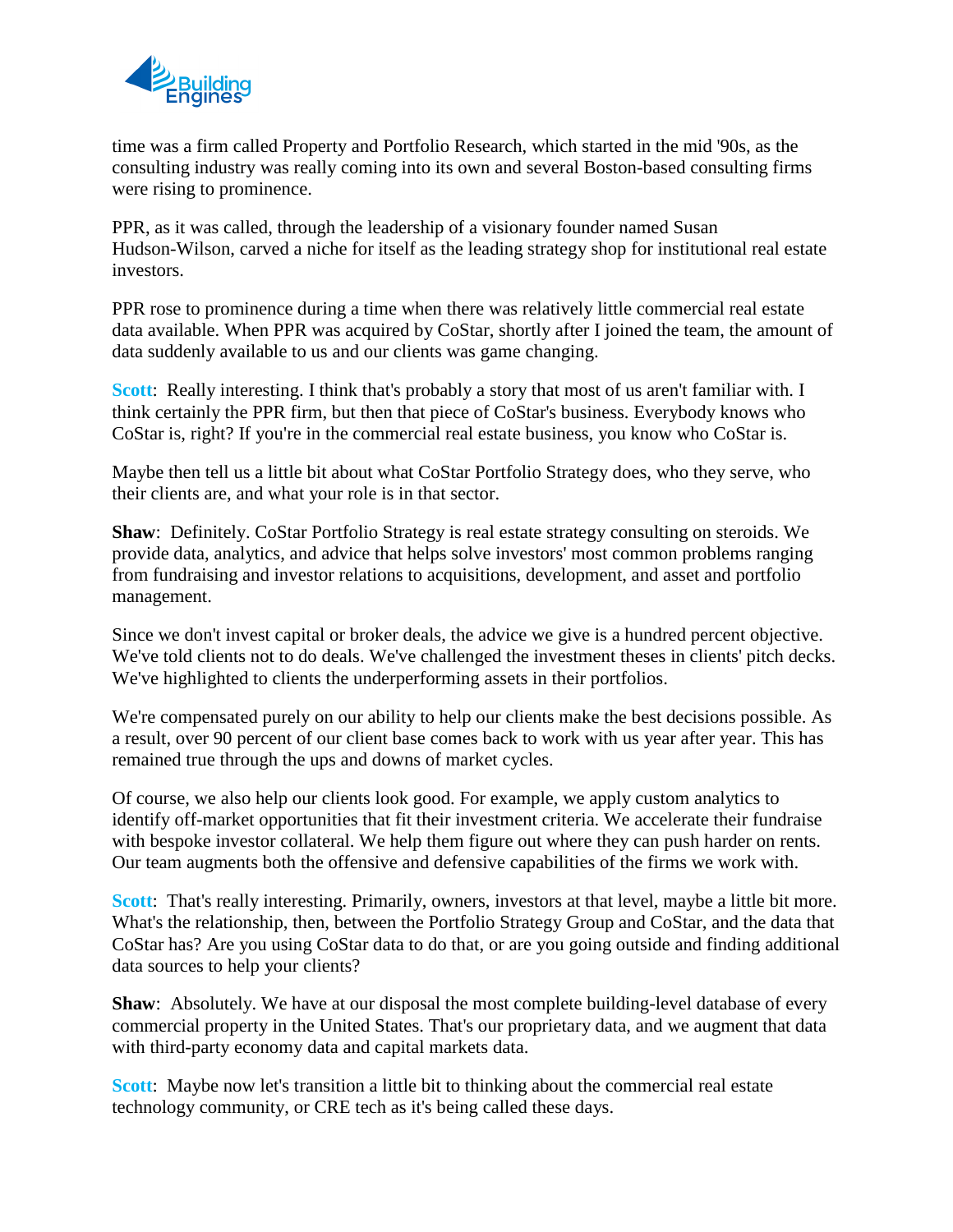time was a firm called Property and Portfolio Research, which started in the mid '90s, as the consulting industry was really coming into its own and several Boston-based consulting firms were rising to prominence.

PPR, as it was called, through the leadership of a visionary founder named Susan Hudson-Wilson, carved a niche for itself as the leading strategy shop for institutional real estate investors.

PPR rose to prominence during a time when there was relatively little commercial real estate data available. When PPR was acquired by CoStar, shortly after I joined the team, the amount of data suddenly available to us and our clients was game changing.

**Scott**: Really interesting. I think that's probably a story that most of us aren't familiar with. I think certainly the PPR firm, but then that piece of CoStar's business. Everybody knows who CoStar is, right? If you're in the commercial real estate business, you know who CoStar is.

Maybe then tell us a little bit about what CoStar Portfolio Strategy does, who they serve, who their clients are, and what your role is in that sector.

**Shaw**: Definitely. CoStar Portfolio Strategy is real estate strategy consulting on steroids. We provide data, analytics, and advice that helps solve investors' most common problems ranging from fundraising and investor relations to acquisitions, development, and asset and portfolio management.

Since we don't invest capital or broker deals, the advice we give is a hundred percent objective. We've told clients not to do deals. We've challenged the investment theses in clients' pitch decks. We've highlighted to clients the underperforming assets in their portfolios.

We're compensated purely on our ability to help our clients make the best decisions possible. As a result, over 90 percent of our client base comes back to work with us year after year. This has remained true through the ups and downs of market cycles.

Of course, we also help our clients look good. For example, we apply custom analytics to identify off-market opportunities that fit their investment criteria. We accelerate their fundraise with bespoke investor collateral. We help them figure out where they can push harder on rents. Our team augments both the offensive and defensive capabilities of the firms we work with.

**Scott**: That's really interesting. Primarily, owners, investors at that level, maybe a little bit more. What's the relationship, then, between the Portfolio Strategy Group and CoStar, and the data that CoStar has? Are you using CoStar data to do that, or are you going outside and finding additional data sources to help your clients?

**Shaw**: Absolutely. We have at our disposal the most complete building-level database of every commercial property in the United States. That's our proprietary data, and we augment that data with third-party economy data and capital markets data.

**Scott**: Maybe now let's transition a little bit to thinking about the commercial real estate technology community, or CRE tech as it's being called these days.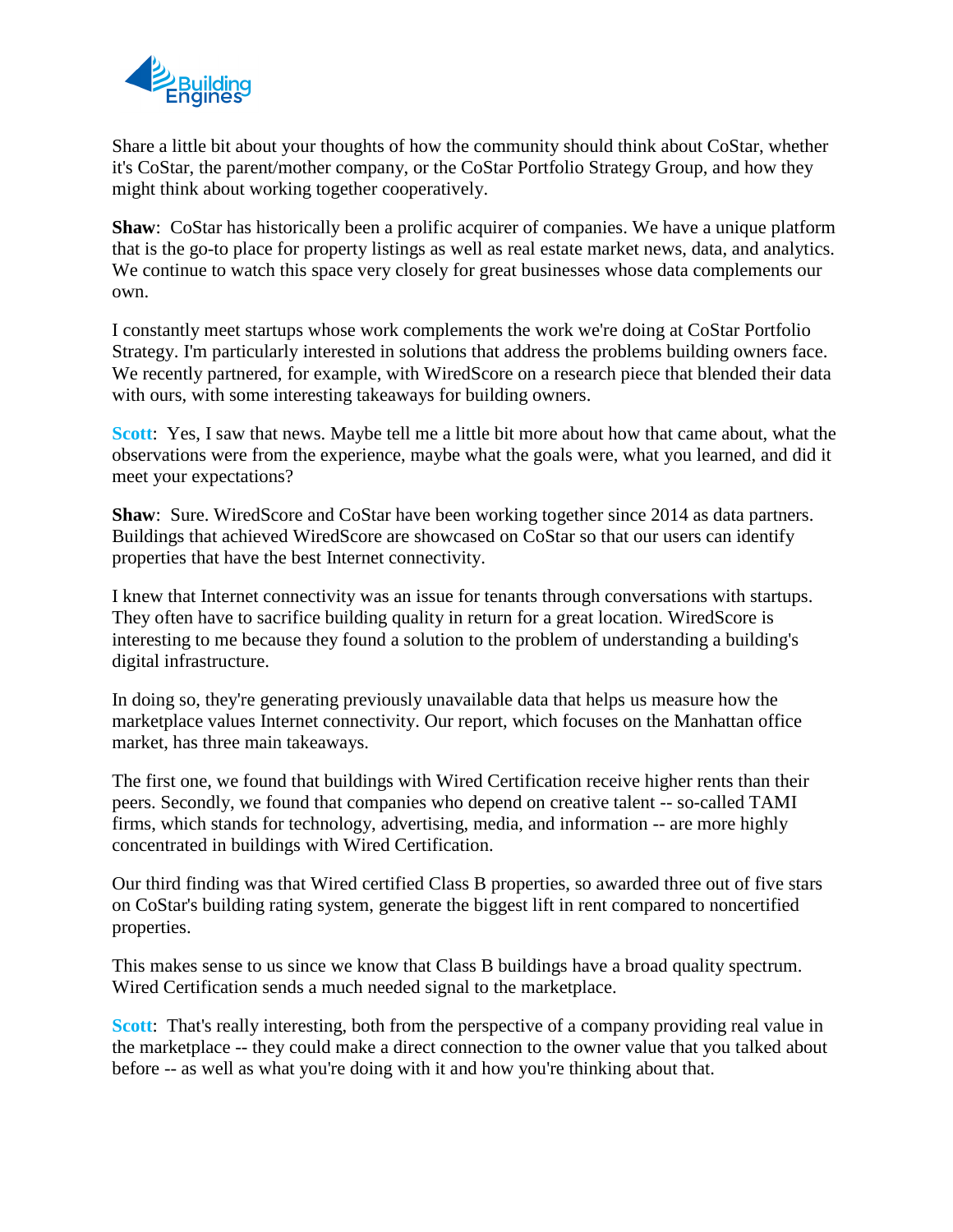Share a little bit about your thoughts of how the community should think about CoStar, whether it's CoStar, the parent/mother company, or the CoStar Portfolio Strategy Group, and how they might think about working together cooperatively.

**Shaw**: CoStar has historically been a prolific acquirer of companies. We have a unique platform that is the go-to place for property listings as well as real estate market news, data, and analytics. We continue to watch this space very closely for great businesses whose data complements our own.

I constantly meet startups whose work complements the work we're doing at CoStar Portfolio Strategy. I'm particularly interested in solutions that address the problems building owners face. We recently partnered, for example, with WiredScore on a research piece that blended their data with ours, with some interesting takeaways for building owners.

**Scott**: Yes, I saw that news. Maybe tell me a little bit more about how that came about, what the observations were from the experience, maybe what the goals were, what you learned, and did it meet your expectations?

**Shaw**: Sure. WiredScore and CoStar have been working together since 2014 as data partners. Buildings that achieved WiredScore are showcased on CoStar so that our users can identify properties that have the best Internet connectivity.

I knew that Internet connectivity was an issue for tenants through conversations with startups. They often have to sacrifice building quality in return for a great location. WiredScore is interesting to me because they found a solution to the problem of understanding a building's digital infrastructure.

In doing so, they're generating previously unavailable data that helps us measure how the marketplace values Internet connectivity. Our report, which focuses on the Manhattan office market, has three main takeaways.

The first one, we found that buildings with Wired Certification receive higher rents than their peers. Secondly, we found that companies who depend on creative talent -- so-called TAMI firms, which stands for technology, advertising, media, and information -- are more highly concentrated in buildings with Wired Certification.

Our third finding was that Wired certified Class B properties, so awarded three out of five stars on CoStar's building rating system, generate the biggest lift in rent compared to noncertified properties.

This makes sense to us since we know that Class B buildings have a broad quality spectrum. Wired Certification sends a much needed signal to the marketplace.

**Scott**: That's really interesting, both from the perspective of a company providing real value in the marketplace -- they could make a direct connection to the owner value that you talked about before -- as well as what you're doing with it and how you're thinking about that.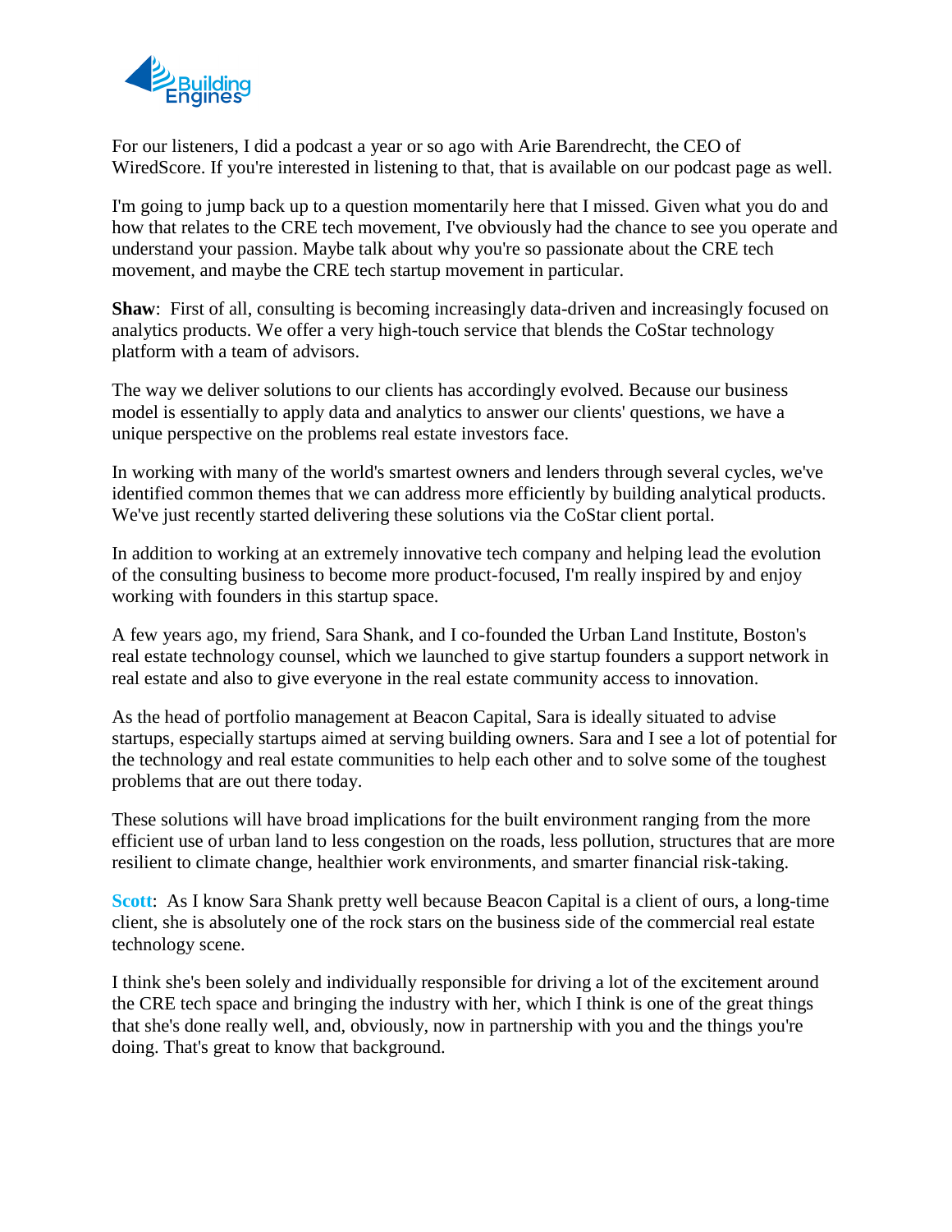For our listeners, I did a podcast a year or so ago with Arie Barendrecht, the CEO of WiredScore. If you're interested in listening to that, that is available on our podcast page as well.

I'm going to jump back up to a question momentarily here that I missed. Given what you do and how that relates to the CRE tech movement, I've obviously had the chance to see you operate and understand your passion. Maybe talk about why you're so passionate about the CRE tech movement, and maybe the CRE tech startup movement in particular.

**Shaw**: First of all, consulting is becoming increasingly data-driven and increasingly focused on analytics products. We offer a very high-touch service that blends the CoStar technology platform with a team of advisors.

The way we deliver solutions to our clients has accordingly evolved. Because our business model is essentially to apply data and analytics to answer our clients' questions, we have a unique perspective on the problems real estate investors face.

In working with many of the world's smartest owners and lenders through several cycles, we've identified common themes that we can address more efficiently by building analytical products. We've just recently started delivering these solutions via the CoStar client portal.

In addition to working at an extremely innovative tech company and helping lead the evolution of the consulting business to become more product-focused, I'm really inspired by and enjoy working with founders in this startup space.

A few years ago, my friend, Sara Shank, and I co-founded the Urban Land Institute, Boston's real estate technology counsel, which we launched to give startup founders a support network in real estate and also to give everyone in the real estate community access to innovation.

As the head of portfolio management at Beacon Capital, Sara is ideally situated to advise startups, especially startups aimed at serving building owners. Sara and I see a lot of potential for the technology and real estate communities to help each other and to solve some of the toughest problems that are out there today.

These solutions will have broad implications for the built environment ranging from the more efficient use of urban land to less congestion on the roads, less pollution, structures that are more resilient to climate change, healthier work environments, and smarter financial risk-taking.

**Scott**: As I know Sara Shank pretty well because Beacon Capital is a client of ours, a long-time client, she is absolutely one of the rock stars on the business side of the commercial real estate technology scene.

I think she's been solely and individually responsible for driving a lot of the excitement around the CRE tech space and bringing the industry with her, which I think is one of the great things that she's done really well, and, obviously, now in partnership with you and the things you're doing. That's great to know that background.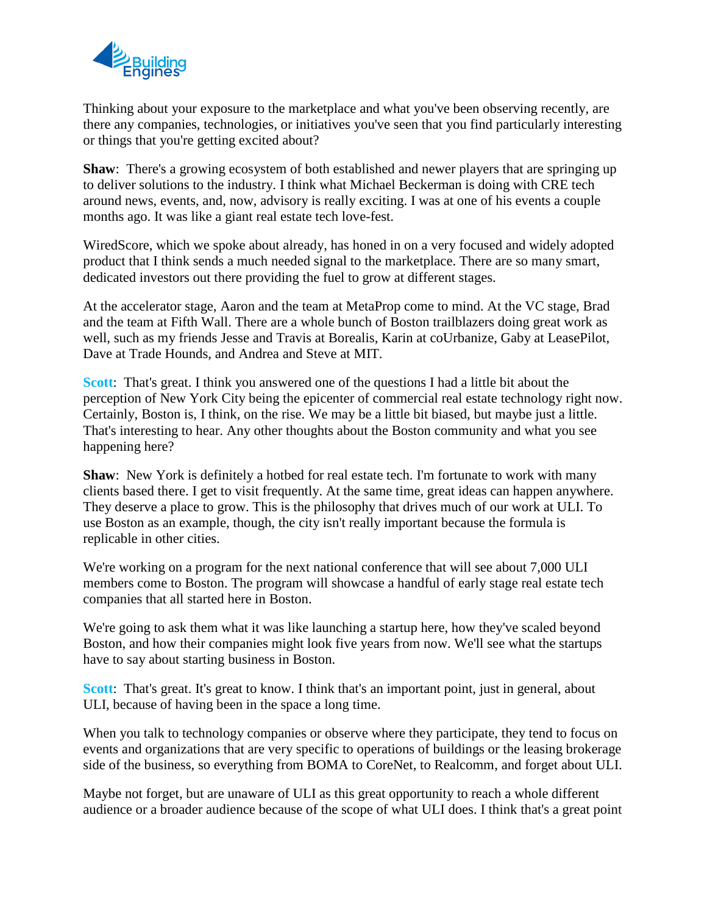Thinking about your exposure to the marketplace and what you've been observing recently, are there any companies, technologies, or initiatives you've seen that you find particularly interesting or things that you're getting excited about?

**Shaw**: There's a growing ecosystem of both established and newer players that are springing up to deliver solutions to the industry. I think what Michael Beckerman is doing with CRE tech around news, events, and, now, advisory is really exciting. I was at one of his events a couple months ago. It was like a giant real estate tech love-fest.

WiredScore, which we spoke about already, has honed in on a very focused and widely adopted product that I think sends a much needed signal to the marketplace. There are so many smart, dedicated investors out there providing the fuel to grow at different stages.

At the accelerator stage, Aaron and the team at MetaProp come to mind. At the VC stage, Brad and the team at Fifth Wall. There are a whole bunch of Boston trailblazers doing great work as well, such as my friends Jesse and Travis at Borealis, Karin at coUrbanize, Gaby at LeasePilot, Dave at Trade Hounds, and Andrea and Steve at MIT.

**Scott**: That's great. I think you answered one of the questions I had a little bit about the perception of New York City being the epicenter of commercial real estate technology right now. Certainly, Boston is, I think, on the rise. We may be a little bit biased, but maybe just a little. That's interesting to hear. Any other thoughts about the Boston community and what you see happening here?

**Shaw**: New York is definitely a hotbed for real estate tech. I'm fortunate to work with many clients based there. I get to visit frequently. At the same time, great ideas can happen anywhere. They deserve a place to grow. This is the philosophy that drives much of our work at ULI. To use Boston as an example, though, the city isn't really important because the formula is replicable in other cities.

We're working on a program for the next national conference that will see about 7,000 ULI members come to Boston. The program will showcase a handful of early stage real estate tech companies that all started here in Boston.

We're going to ask them what it was like launching a startup here, how they've scaled beyond Boston, and how their companies might look five years from now. We'll see what the startups have to say about starting business in Boston.

**Scott**: That's great. It's great to know. I think that's an important point, just in general, about ULI, because of having been in the space a long time.

When you talk to technology companies or observe where they participate, they tend to focus on events and organizations that are very specific to operations of buildings or the leasing brokerage side of the business, so everything from BOMA to CoreNet, to Realcomm, and forget about ULI.

Maybe not forget, but are unaware of ULI as this great opportunity to reach a whole different audience or a broader audience because of the scope of what ULI does. I think that's a great point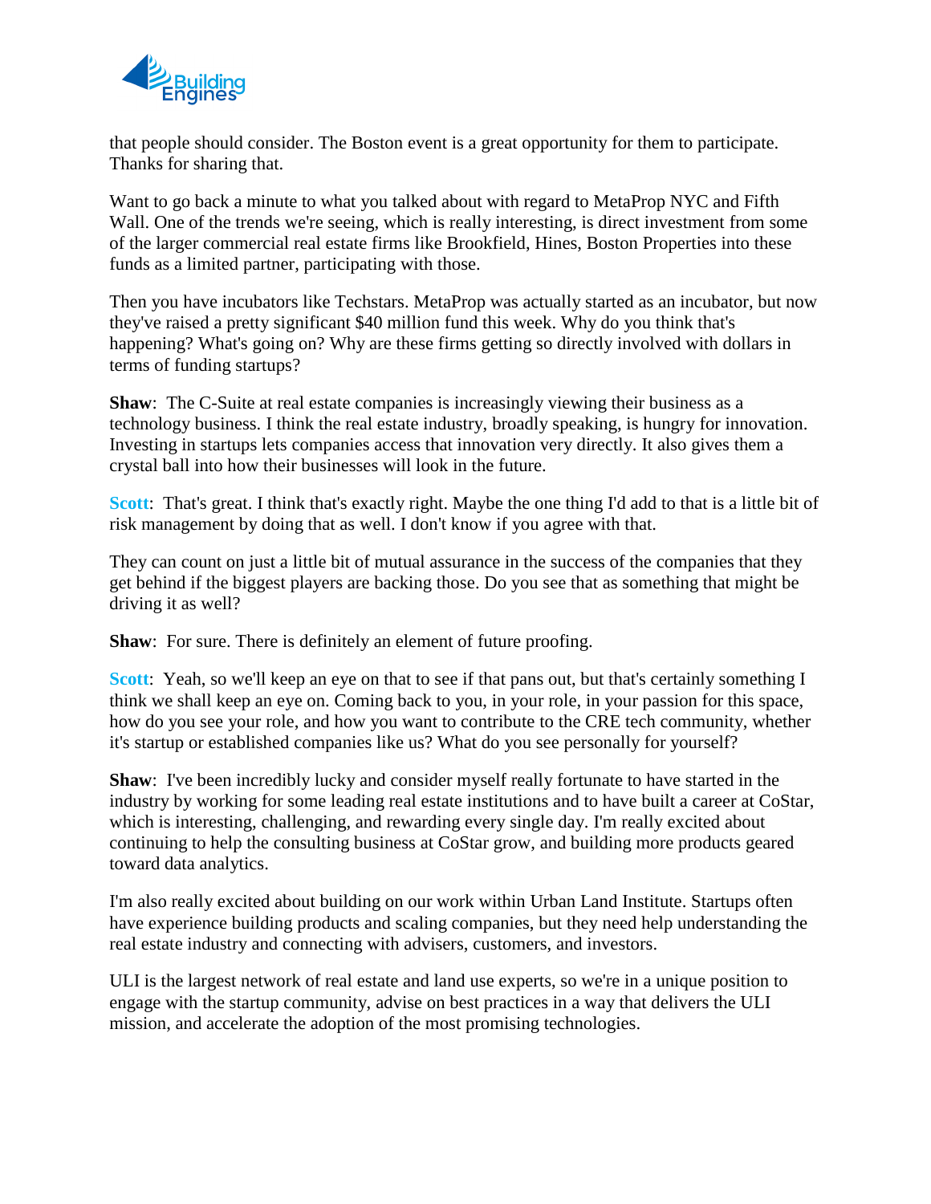that people should consider. The Boston event is a great opportunity for them to participate. Thanks for sharing that.

Want to go back a minute to what you talked about with regard to MetaProp NYC and Fifth Wall. One of the trends we're seeing, which is really interesting, is direct investment from some of the larger commercial real estate firms like Brookfield, Hines, Boston Properties into these funds as a limited partner, participating with those.

Then you have incubators like Techstars. MetaProp was actually started as an incubator, but now they've raised a pretty significant $40 million fund this week. Why do you think that's happening? What's going on? Why are these firms getting so directly involved with dollars in terms of funding startups?

**Shaw**: The C-Suite at real estate companies is increasingly viewing their business as a technology business. I think the real estate industry, broadly speaking, is hungry for innovation. Investing in startups lets companies access that innovation very directly. It also gives them a crystal ball into how their businesses will look in the future.

**Scott**: That's great. I think that's exactly right. Maybe the one thing I'd add to that is a little bit of risk management by doing that as well. I don't know if you agree with that.

They can count on just a little bit of mutual assurance in the success of the companies that they get behind if the biggest players are backing those. Do you see that as something that might be driving it as well?

**Shaw**: For sure. There is definitely an element of future proofing.

**Scott**: Yeah, so we'll keep an eye on that to see if that pans out, but that's certainly something I think we shall keep an eye on. Coming back to you, in your role, in your passion for this space, how do you see your role, and how you want to contribute to the CRE tech community, whether it's startup or established companies like us? What do you see personally for yourself?

**Shaw**: I've been incredibly lucky and consider myself really fortunate to have started in the industry by working for some leading real estate institutions and to have built a career at CoStar, which is interesting, challenging, and rewarding every single day. I'm really excited about continuing to help the consulting business at CoStar grow, and building more products geared toward data analytics.

I'm also really excited about building on our work within Urban Land Institute. Startups often have experience building products and scaling companies, but they need help understanding the real estate industry and connecting with advisers, customers, and investors.

ULI is the largest network of real estate and land use experts, so we're in a unique position to engage with the startup community, advise on best practices in a way that delivers the ULI mission, and accelerate the adoption of the most promising technologies.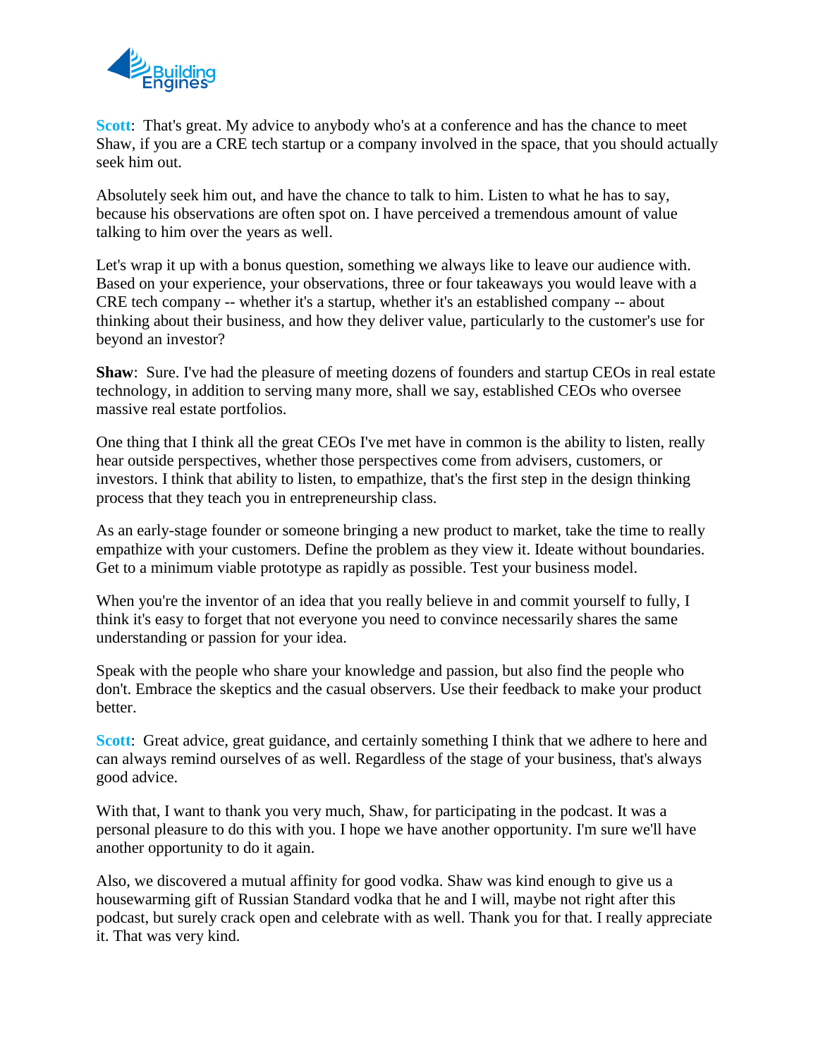**Scott**: That's great. My advice to anybody who's at a conference and has the chance to meet Shaw, if you are a CRE tech startup or a company involved in the space, that you should actually seek him out.

Absolutely seek him out, and have the chance to talk to him. Listen to what he has to say, because his observations are often spot on. I have perceived a tremendous amount of value talking to him over the years as well.

Let's wrap it up with a bonus question, something we always like to leave our audience with. Based on your experience, your observations, three or four takeaways you would leave with a CRE tech company -- whether it's a startup, whether it's an established company -- about thinking about their business, and how they deliver value, particularly to the customer's use for beyond an investor?

**Shaw**: Sure. I've had the pleasure of meeting dozens of founders and startup CEOs in real estate technology, in addition to serving many more, shall we say, established CEOs who oversee massive real estate portfolios.

One thing that I think all the great CEOs I've met have in common is the ability to listen, really hear outside perspectives, whether those perspectives come from advisers, customers, or investors. I think that ability to listen, to empathize, that's the first step in the design thinking process that they teach you in entrepreneurship class.

As an early-stage founder or someone bringing a new product to market, take the time to really empathize with your customers. Define the problem as they view it. Ideate without boundaries. Get to a minimum viable prototype as rapidly as possible. Test your business model.

When you're the inventor of an idea that you really believe in and commit yourself to fully, I think it's easy to forget that not everyone you need to convince necessarily shares the same understanding or passion for your idea.

Speak with the people who share your knowledge and passion, but also find the people who don't. Embrace the skeptics and the casual observers. Use their feedback to make your product better.

**Scott**: Great advice, great guidance, and certainly something I think that we adhere to here and can always remind ourselves of as well. Regardless of the stage of your business, that's always good advice.

With that, I want to thank you very much, Shaw, for participating in the podcast. It was a personal pleasure to do this with you. I hope we have another opportunity. I'm sure we'll have another opportunity to do it again.

Also, we discovered a mutual affinity for good vodka. Shaw was kind enough to give us a housewarming gift of Russian Standard vodka that he and I will, maybe not right after this podcast, but surely crack open and celebrate with as well. Thank you for that. I really appreciate it. That was very kind.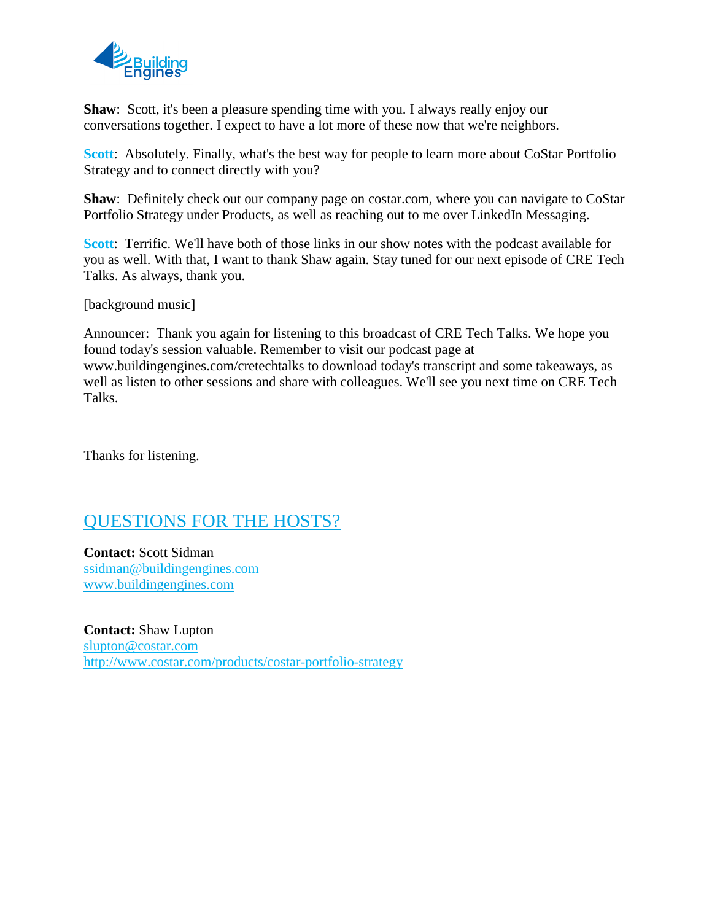**Shaw**: Scott, it's been a pleasure spending time with you. I always really enjoy our conversations together. I expect to have a lot more of these now that we're neighbors.

**Scott**: Absolutely. Finally, what's the best way for people to learn more about CoStar Portfolio Strategy and to connect directly with you?

**Shaw**: Definitely check out our company page on costar.com, where you can navigate to CoStar Portfolio Strategy under Products, as well as reaching out to me over LinkedIn Messaging.

**Scott**: Terrific. We'll have both of those links in our show notes with the podcast available for you as well. With that, I want to thank Shaw again. Stay tuned for our next episode of CRE Tech Talks. As always, thank you.

[background music]

Announcer: Thank you again for listening to this broadcast of CRE Tech Talks. We hope you found today's session valuable. Remember to visit our podcast page at www.buildingengines.com/cretechtalks to download today's transcript and some takeaways, as well as listen to other sessions and share with colleagues. We'll see you next time on CRE Tech Talks.

Thanks for listening.

## QUESTIONS FOR THE HOSTS?

**Contact:** Scott Sidman
ssidman@buildingengines.com
www.buildingengines.com

**Contact:** Shaw Lupton
slupton@costar.com
http://www.costar.com/products/costar-portfolio-strategy